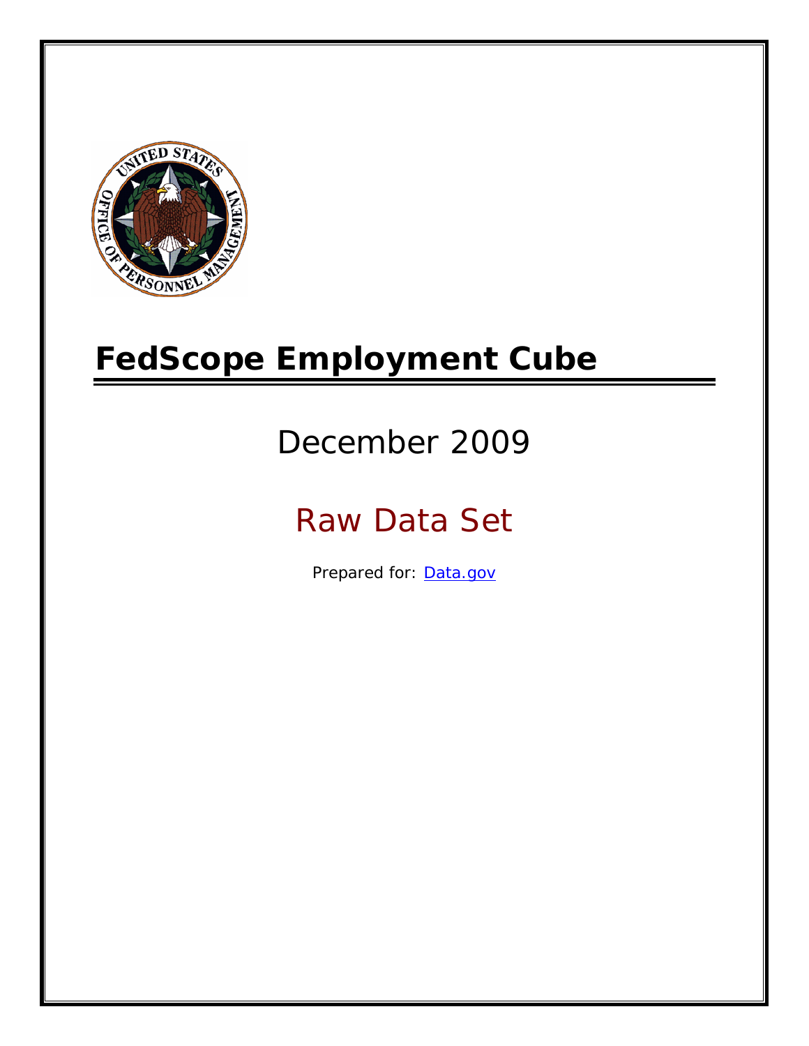# FedScope Employment Cube

December 2009

Raw Data Set

Prepared for: [Data.gov](http://www.data.gov)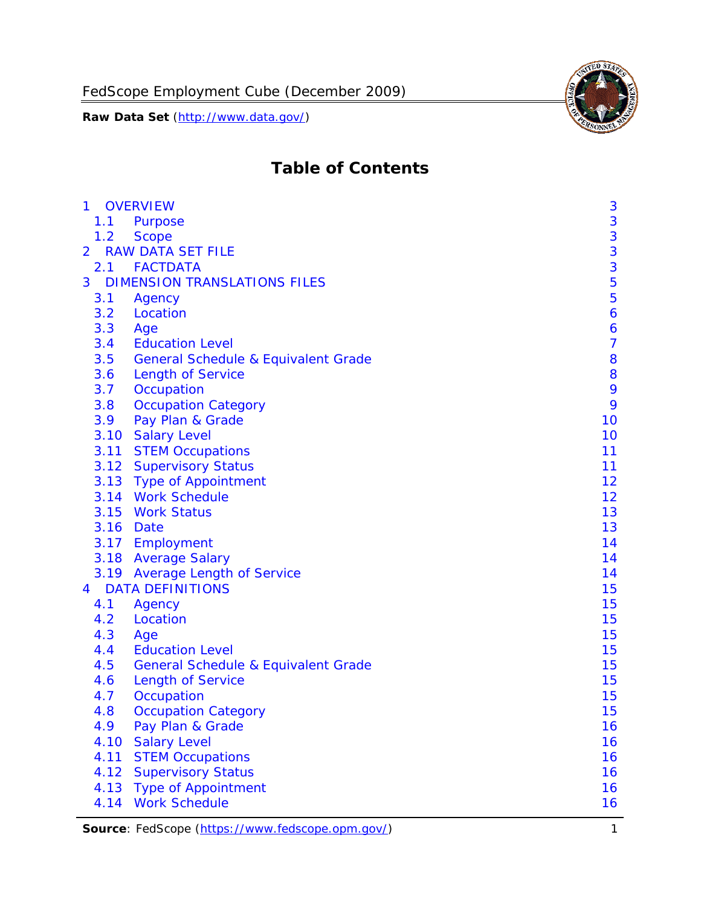# Table of Contents

| | | |
|---|---|---|
| 1 | OVERVIEW | 3 |
| 1.1 | Purpose | 3 |
| 1.2 | Scope | 3 |
| 2 | RAW DATA SET FILE | 3 |
| 2.1 | FACTDATA | 3 |
| 3 | DIMENSION TRANSLATIONS FILES | 5 |
| 3.1 | Agency | 5 |
| 3.2 | Location | 6 |
| 3.3 | Age | 6 |
| 3.4 | Education Level | 7 |
| 3.5 | General Schedule & Equivalent Grade | 8 |
| 3.6 | Length of Service | 8 |
| 3.7 | Occupation | 9 |
| 3.8 | Occupation Category | 9 |
| 3.9 | Pay Plan & Grade | 10 |
| 3.10 | Salary Level | 10 |
| 3.11 | STEM Occupations | 11 |
| 3.12 | Supervisory Status | 11 |
| 3.13 | Type of Appointment | 12 |
| 3.14 | Work Schedule | 12 |
| 3.15 | Work Status | 13 |
| 3.16 | Date | 13 |
| 3.17 | Employment | 14 |
| 3.18 | Average Salary | 14 |
| 3.19 | Average Length of Service | 14 |
| 4 | DATA DEFINITIONS | 15 |
| 4.1 | Agency | 15 |
| 4.2 | Location | 15 |
| 4.3 | Age | 15 |
| 4.4 | Education Level | 15 |
| 4.5 | General Schedule & Equivalent Grade | 15 |
| 4.6 | Length of Service | 15 |
| 4.7 | Occupation | 15 |
| 4.8 | Occupation Category | 15 |
| 4.9 | Pay Plan & Grade | 16 |
| 4.10 | Salary Level | 16 |
| 4.11 | STEM Occupations | 16 |
| 4.12 | Supervisory Status | 16 |
| 4.13 | Type of Appointment | 16 |
| 4.14 | Work Schedule | 16 |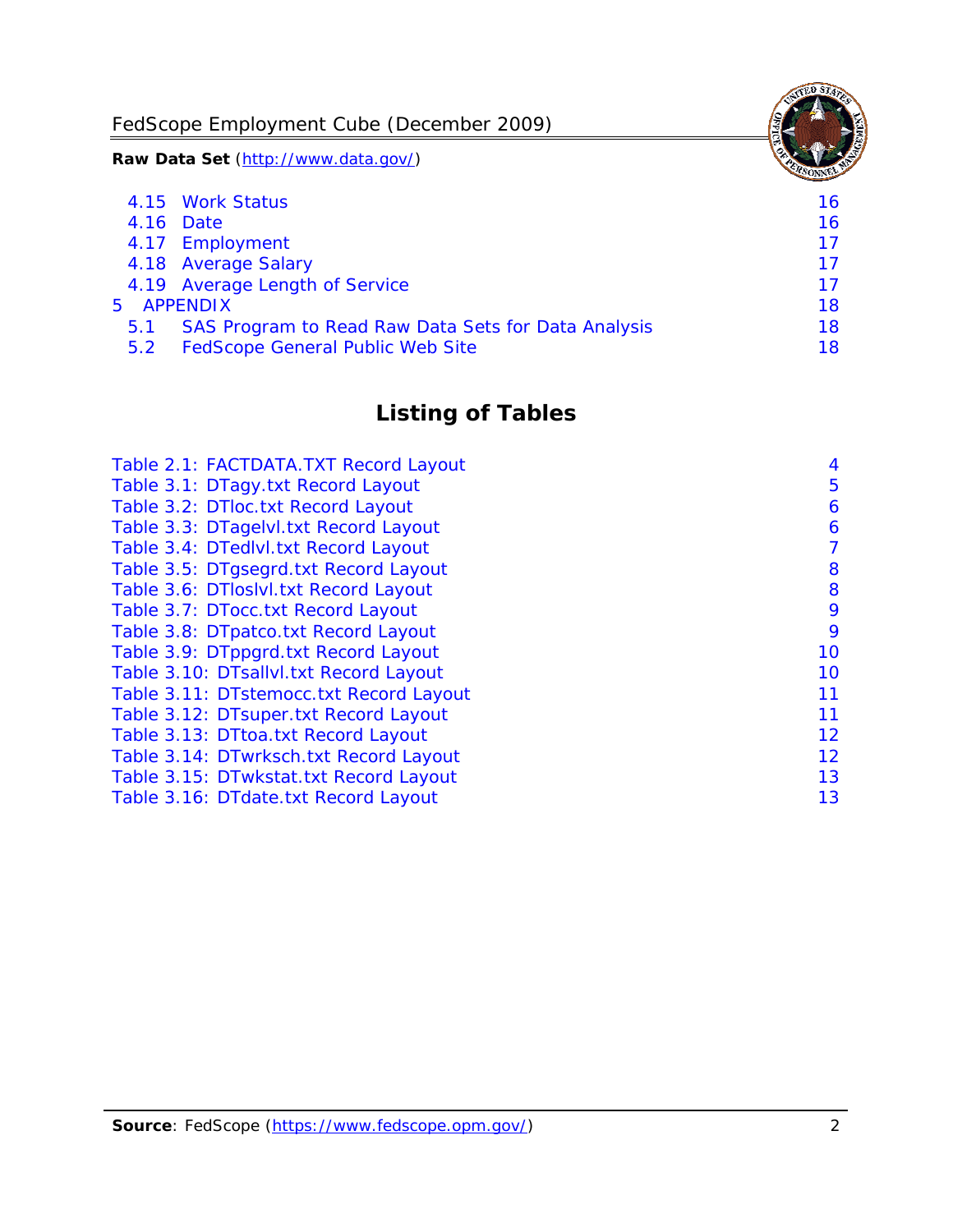4.15 Work Status 16
4.16 Date 16
4.17 Employment 17
4.18 Average Salary 17
4.19 Average Length of Service 17
5 APPENDIX 18
5.1 SAS Program to Read Raw Data Sets for Data Analysis 18
5.2 FedScope General Public Web Site 18

## Listing of Tables

Table 2.1: FACTDATA.TXT Record Layout 4
Table 3.1: DTagy.txt Record Layout 5
Table 3.2: DTloc.txt Record Layout 6
Table 3.3: DTagelvl.txt Record Layout 6
Table 3.4: DTedlvl.txt Record Layout 7
Table 3.5: DTgsegrd.txt Record Layout 8
Table 3.6: DTloslvl.txt Record Layout 8
Table 3.7: DTocc.txt Record Layout 9
Table 3.8: DTpatco.txt Record Layout 9
Table 3.9: DTppgrd.txt Record Layout 10
Table 3.10: DTsallvl.txt Record Layout 10
Table 3.11: DTstemocc.txt Record Layout 11
Table 3.12: DTsuper.txt Record Layout 11
Table 3.13: DTtoa.txt Record Layout 12
Table 3.14: DTwrksch.txt Record Layout 12
Table 3.15: DTwkstat.txt Record Layout 13
Table 3.16: DTdate.txt Record Layout 13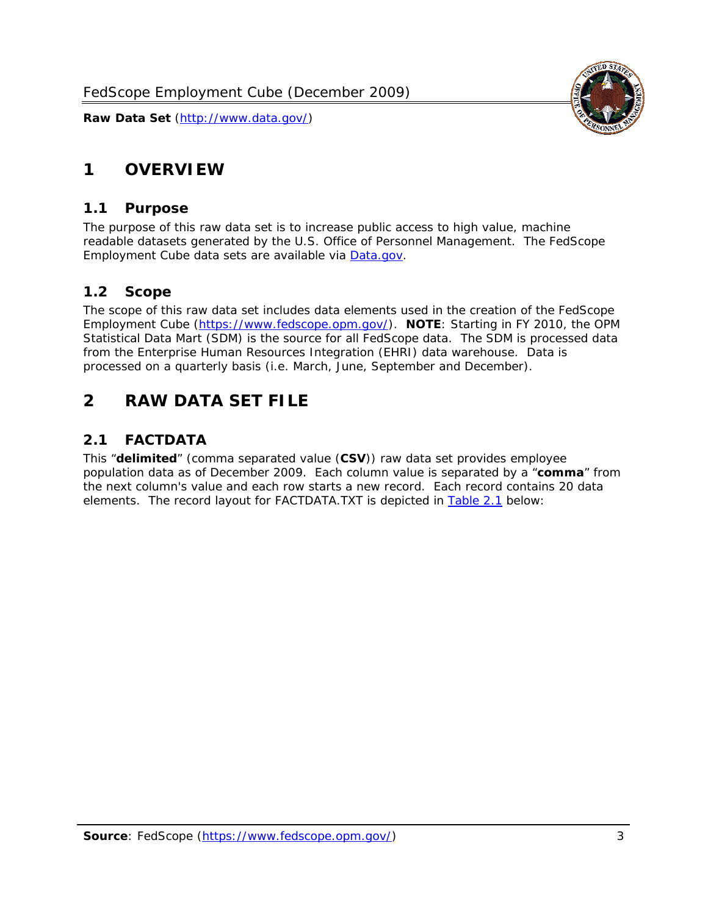# 1 OVERVIEW

## 1.1 Purpose

The purpose of this raw data set is to increase public access to high value, machine readable datasets generated by the U.S. Office of Personnel Management. The FedScope Employment Cube data sets are available via [Data.gov](http://www.data.gov/).

## 1.2 Scope

The scope of this raw data set includes data elements used in the creation of the FedScope Employment Cube (https://www.fedscope.opm.gov/). **NOTE**: Starting in FY 2010, the OPM Statistical Data Mart (SDM) is the source for all FedScope data. The SDM is processed data from the Enterprise Human Resources Integration (EHRI) data warehouse. Data is processed on a quarterly basis (i.e. March, June, September and December).

# 2 RAW DATA SET FILE

## 2.1 FACTDATA

This "**delimited**" (comma separated value (**CSV**)) raw data set provides employee population data as of December 2009. Each column value is separated by a "**comma**" from the next column's value and each row starts a new record. Each record contains 20 data elements. The record layout for FACTDATA.TXT is depicted in Table 2.1 below: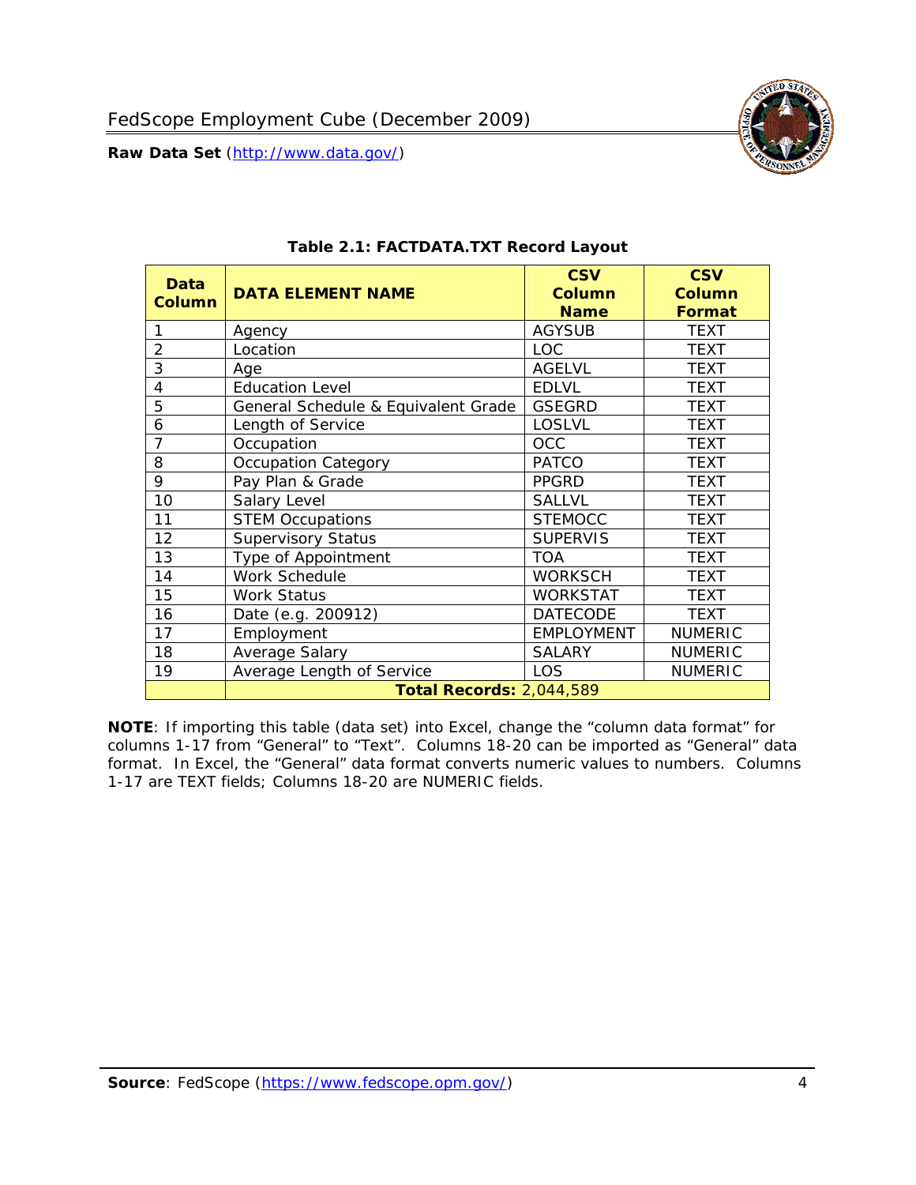**Table 2.1: FACTDATA.TXT Record Layout**

| Data Column | DATA ELEMENT NAME | CSV Column Name | CSV Column Format |
|---|---|---|---|
| 1 | Agency | AGYSUB | TEXT |
| 2 | Location | LOC | TEXT |
| 3 | Age | AGELVL | TEXT |
| 4 | Education Level | EDLVL | TEXT |
| 5 | General Schedule & Equivalent Grade | GSEGRD | TEXT |
| 6 | Length of Service | LOSLVL | TEXT |
| 7 | Occupation | OCC | TEXT |
| 8 | Occupation Category | PATCO | TEXT |
| 9 | Pay Plan & Grade | PPGRD | TEXT |
| 10 | Salary Level | SALLVL | TEXT |
| 11 | STEM Occupations | STEMOCC | TEXT |
| 12 | Supervisory Status | SUPERVIS | TEXT |
| 13 | Type of Appointment | TOA | TEXT |
| 14 | Work Schedule | WORKSCH | TEXT |
| 15 | Work Status | WORKSTAT | TEXT |
| 16 | Date (e.g. 200912) | DATECODE | TEXT |
| 17 | Employment | EMPLOYMENT | NUMERIC |
| 18 | Average Salary | SALARY | NUMERIC |
| 19 | Average Length of Service | LOS | NUMERIC |
| | **Total Records:** 2,044,589 | | |

**NOTE**: If importing this table (data set) into Excel, change the "column data format" for columns 1-17 from "General" to "Text". Columns 18-20 can be imported as "General" data format. In Excel, the "General" data format converts numeric values to numbers. Columns 1-17 are TEXT fields; Columns 18-20 are NUMERIC fields.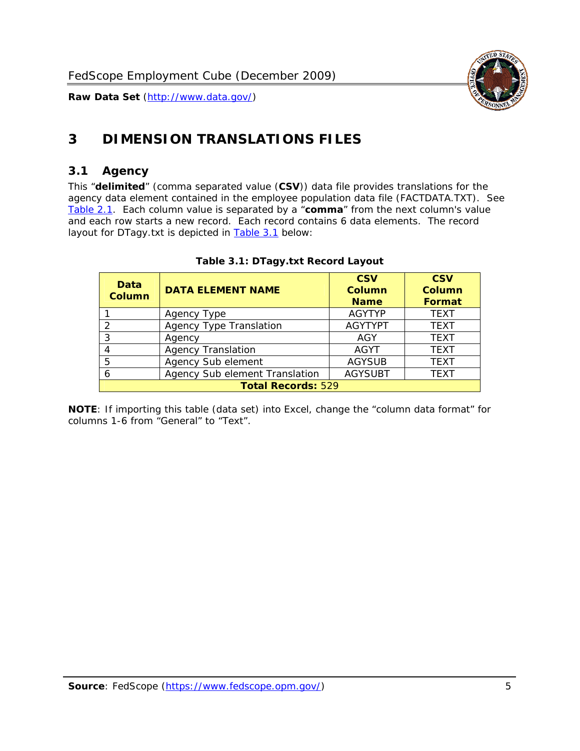# 3 DIMENSION TRANSLATIONS FILES

## 3.1 Agency

This "**delimited**" (comma separated value (**CSV**)) data file provides translations for the agency data element contained in the employee population data file (FACTDATA.TXT). See Table 2.1. Each column value is separated by a "**comma**" from the next column's value and each row starts a new record. Each record contains 6 data elements. The record layout for DTagy.txt is depicted in Table 3.1 below:

**Table 3.1: DTagy.txt Record Layout**

| Data Column | DATA ELEMENT NAME | CSV Column Name | CSV Column Format |
|---|---|---|---|
| 1 | Agency Type | AGYTYP | TEXT |
| 2 | Agency Type Translation | AGYTYPT | TEXT |
| 3 | Agency | AGY | TEXT |
| 4 | Agency Translation | AGYT | TEXT |
| 5 | Agency Sub element | AGYSUB | TEXT |
| 6 | Agency Sub element Translation | AGYSUBT | TEXT |
| **Total Records:** 529 | | | |

**NOTE**: If importing this table (data set) into Excel, change the "column data format" for columns 1-6 from "General" to "Text".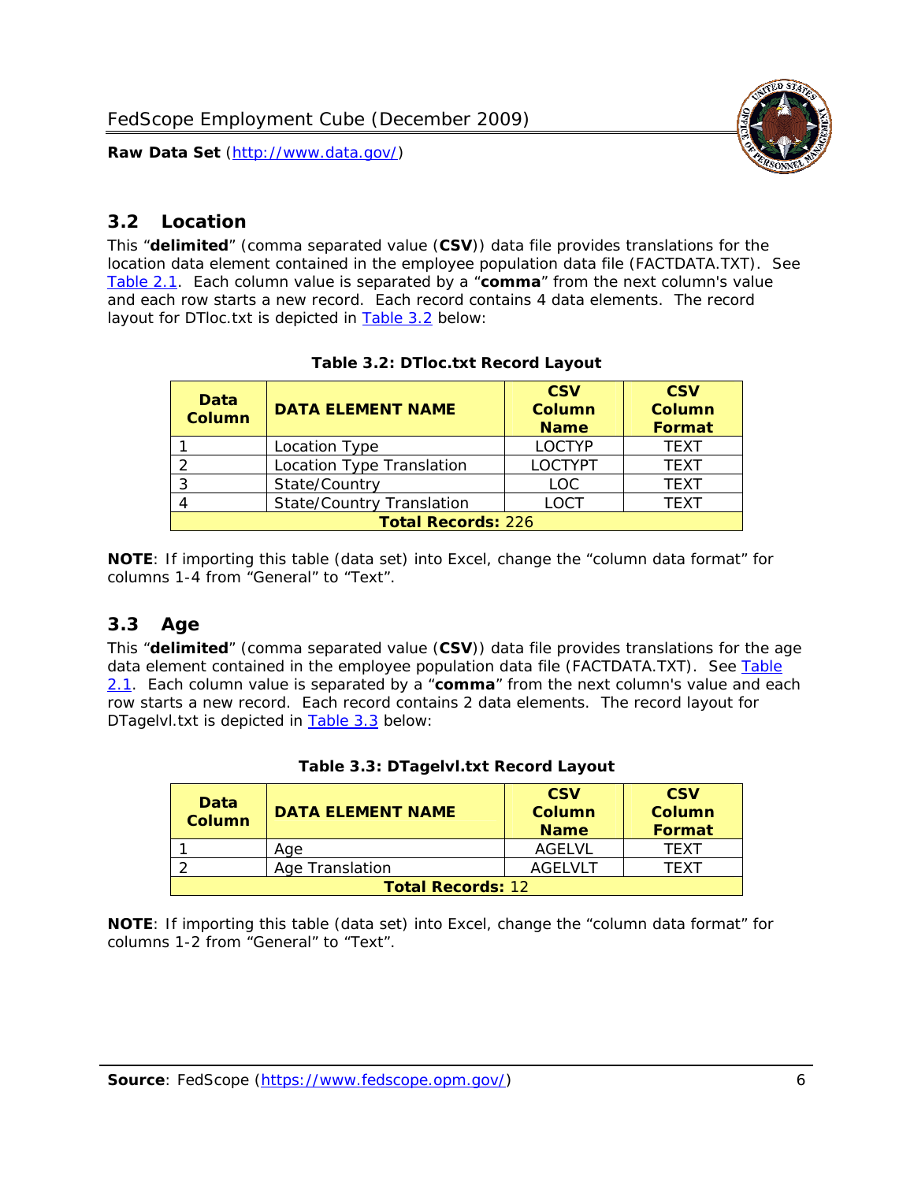## 3.2 Location

This "**delimited**" (comma separated value (**CSV**)) data file provides translations for the location data element contained in the employee population data file (FACTDATA.TXT). See Table 2.1. Each column value is separated by a "**comma**" from the next column's value and each row starts a new record. Each record contains 4 data elements. The record layout for DTloc.txt is depicted in Table 3.2 below:

**Table 3.2: DTloc.txt Record Layout**

| Data Column | DATA ELEMENT NAME | CSV Column Name | CSV Column Format |
|---|---|---|---|
| 1 | Location Type | LOCTYP | TEXT |
| 2 | Location Type Translation | LOCTYPT | TEXT |
| 3 | State/Country | LOC | TEXT |
| 4 | State/Country Translation | LOCT | TEXT |
| **Total Records:** 226 | | | |

**NOTE**: If importing this table (data set) into Excel, change the "column data format" for columns 1-4 from "General" to "Text".

## 3.3 Age

This "**delimited**" (comma separated value (**CSV**)) data file provides translations for the age data element contained in the employee population data file (FACTDATA.TXT). See Table 2.1. Each column value is separated by a "**comma**" from the next column's value and each row starts a new record. Each record contains 2 data elements. The record layout for DTagelvl.txt is depicted in Table 3.3 below:

**Table 3.3: DTagelvl.txt Record Layout**

| Data Column | DATA ELEMENT NAME | CSV Column Name | CSV Column Format |
|---|---|---|---|
| 1 | Age | AGELVL | TEXT |
| 2 | Age Translation | AGELVLT | TEXT |
| **Total Records:** 12 | | | |

**NOTE**: If importing this table (data set) into Excel, change the "column data format" for columns 1-2 from "General" to "Text".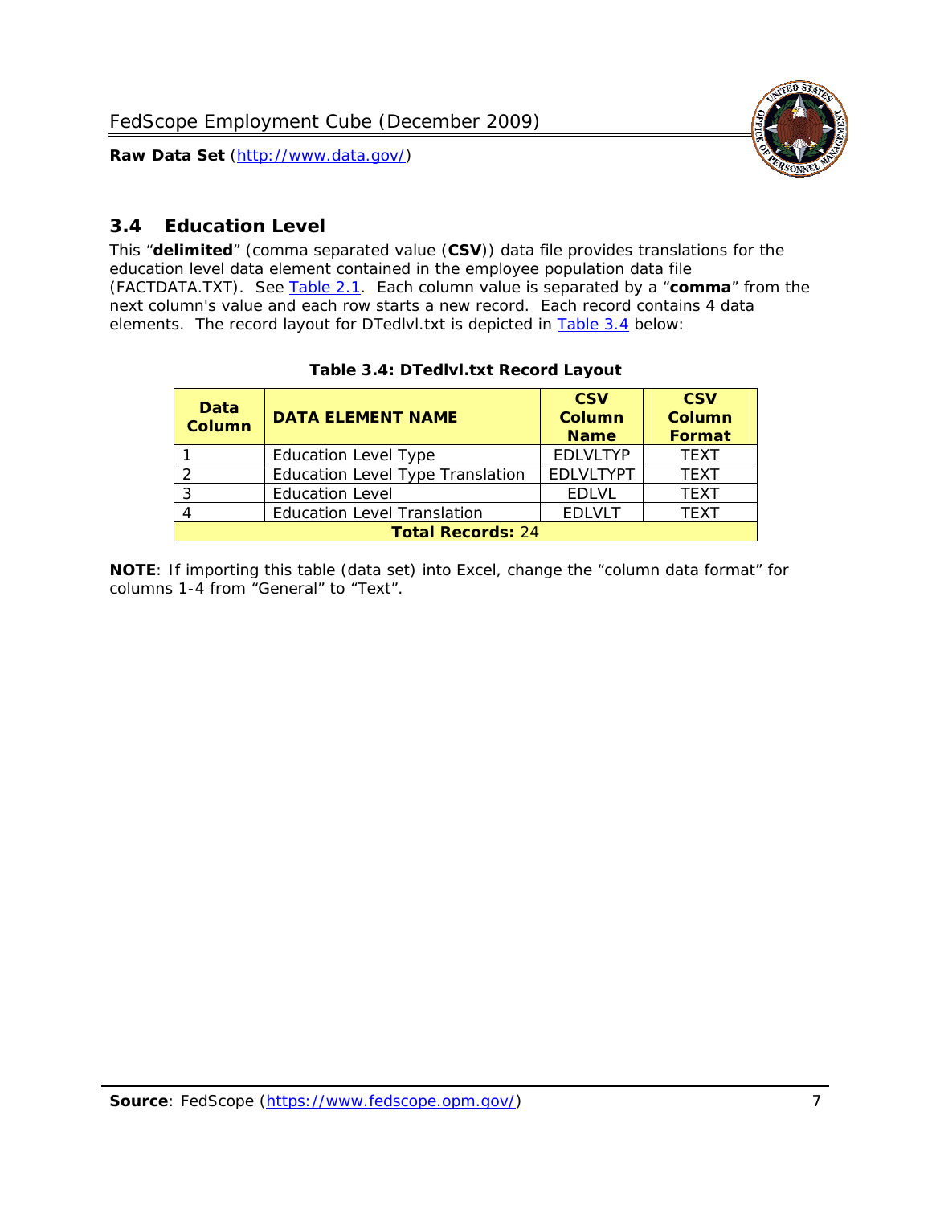## 3.4 Education Level

This "**delimited**" (comma separated value (**CSV**)) data file provides translations for the education level data element contained in the employee population data file (FACTDATA.TXT). See Table 2.1. Each column value is separated by a "**comma**" from the next column's value and each row starts a new record. Each record contains 4 data elements. The record layout for DTedlvl.txt is depicted in Table 3.4 below:

**Table 3.4: DTedlvl.txt Record Layout**

| Data Column | DATA ELEMENT NAME | CSV Column Name | CSV Column Format |
|---|---|---|---|
| 1 | Education Level Type | EDLVLTYP | TEXT |
| 2 | Education Level Type Translation | EDLVLTYPT | TEXT |
| 3 | Education Level | EDLVL | TEXT |
| 4 | Education Level Translation | EDLVLT | TEXT |
| **Total Records:** 24 | | | |

**NOTE**: If importing this table (data set) into Excel, change the "column data format" for columns 1-4 from "General" to "Text".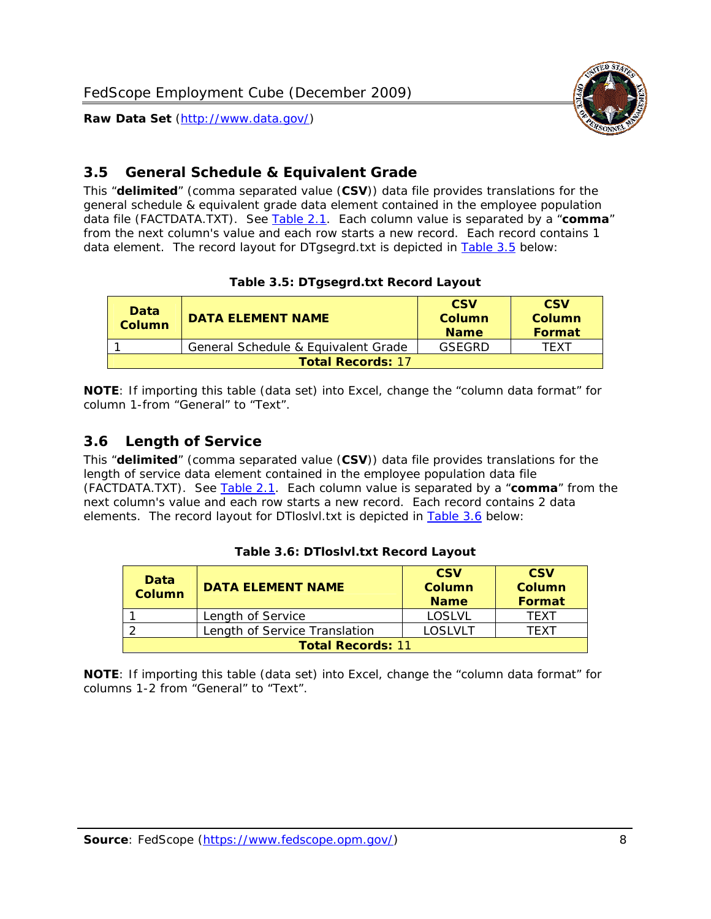## 3.5 General Schedule & Equivalent Grade

This "**delimited**" (comma separated value (**CSV**)) data file provides translations for the general schedule & equivalent grade data element contained in the employee population data file (FACTDATA.TXT). See Table 2.1. Each column value is separated by a "**comma**" from the next column's value and each row starts a new record. Each record contains 1 data element. The record layout for DTgsegrd.txt is depicted in Table 3.5 below:

**Table 3.5: DTgsegrd.txt Record Layout**

| Data Column | DATA ELEMENT NAME | CSV Column Name | CSV Column Format |
|---|---|---|---|
| 1 | General Schedule & Equivalent Grade | GSEGRD | TEXT |
| **Total Records:** 17 | | | |

**NOTE**: If importing this table (data set) into Excel, change the "column data format" for column 1-from "General" to "Text".

## 3.6 Length of Service

This "**delimited**" (comma separated value (**CSV**)) data file provides translations for the length of service data element contained in the employee population data file (FACTDATA.TXT). See Table 2.1. Each column value is separated by a "**comma**" from the next column's value and each row starts a new record. Each record contains 2 data elements. The record layout for DTloslvl.txt is depicted in Table 3.6 below:

**Table 3.6: DTloslvl.txt Record Layout**

| Data Column | DATA ELEMENT NAME | CSV Column Name | CSV Column Format |
|---|---|---|---|
| 1 | Length of Service | LOSLVL | TEXT |
| 2 | Length of Service Translation | LOSLVLT | TEXT |
| **Total Records:** 11 | | | |

**NOTE**: If importing this table (data set) into Excel, change the "column data format" for columns 1-2 from "General" to "Text".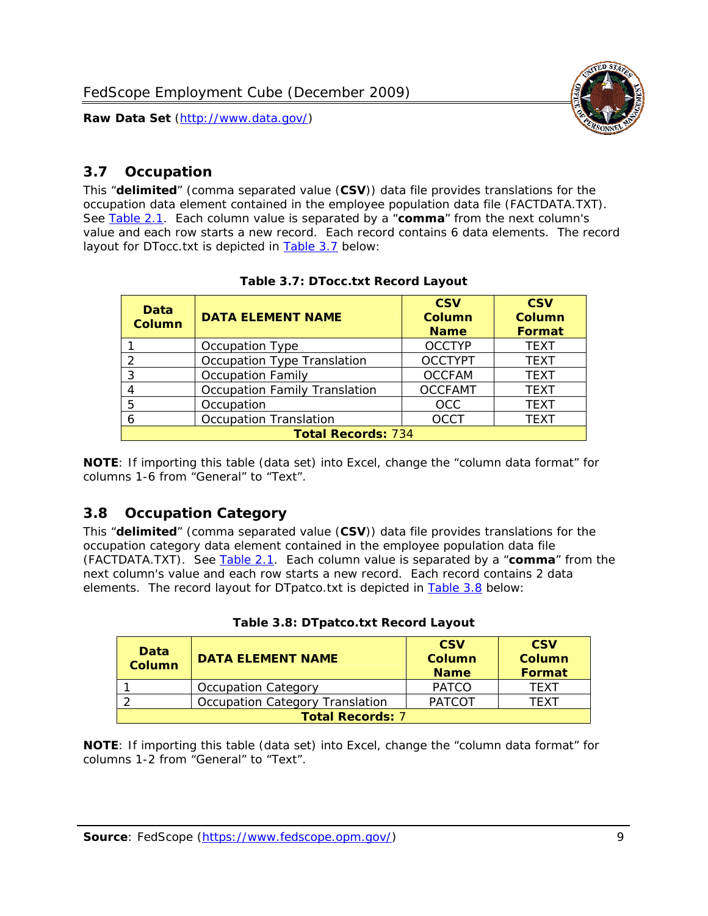## 3.7 Occupation

This "**delimited**" (comma separated value (**CSV**)) data file provides translations for the occupation data element contained in the employee population data file (FACTDATA.TXT). See Table 2.1. Each column value is separated by a "**comma**" from the next column's value and each row starts a new record. Each record contains 6 data elements. The record layout for DTocc.txt is depicted in Table 3.7 below:

**Table 3.7: DTocc.txt Record Layout**

| Data Column | DATA ELEMENT NAME | CSV Column Name | CSV Column Format |
|---|---|---|---|
| 1 | Occupation Type | OCCTYP | TEXT |
| 2 | Occupation Type Translation | OCCTYPT | TEXT |
| 3 | Occupation Family | OCCFAM | TEXT |
| 4 | Occupation Family Translation | OCCFAMT | TEXT |
| 5 | Occupation | OCC | TEXT |
| 6 | Occupation Translation | OCCT | TEXT |
| **Total Records:** 734 | | | |

**NOTE**: If importing this table (data set) into Excel, change the "column data format" for columns 1-6 from "General" to "Text".

## 3.8 Occupation Category

This "**delimited**" (comma separated value (**CSV**)) data file provides translations for the occupation category data element contained in the employee population data file (FACTDATA.TXT). See Table 2.1. Each column value is separated by a "**comma**" from the next column's value and each row starts a new record. Each record contains 2 data elements. The record layout for DTpatco.txt is depicted in Table 3.8 below:

**Table 3.8: DTpatco.txt Record Layout**

| Data Column | DATA ELEMENT NAME | CSV Column Name | CSV Column Format |
|---|---|---|---|
| 1 | Occupation Category | PATCO | TEXT |
| 2 | Occupation Category Translation | PATCOT | TEXT |
| **Total Records:** 7 | | | |

**NOTE**: If importing this table (data set) into Excel, change the "column data format" for columns 1-2 from "General" to "Text".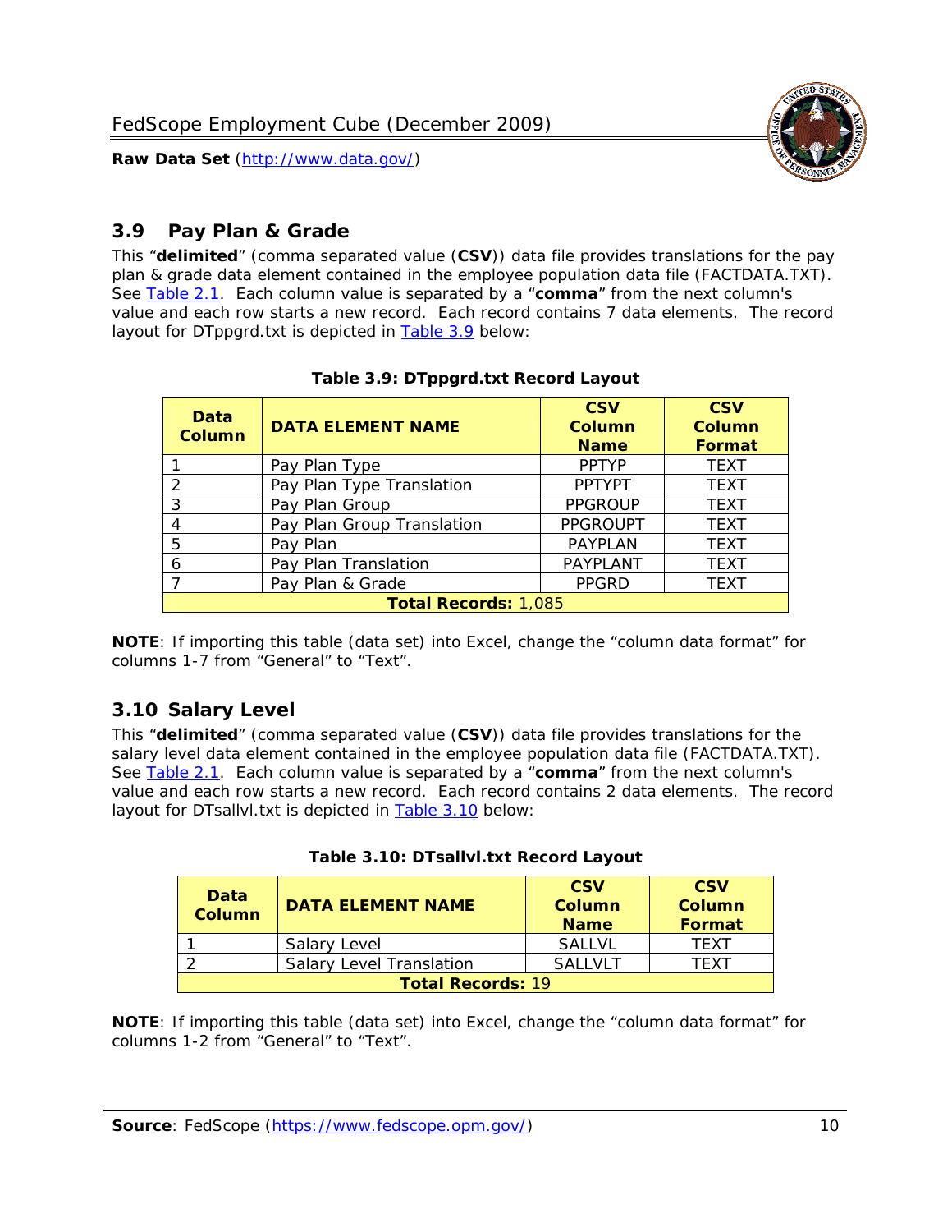## 3.9 Pay Plan & Grade

This "**delimited**" (comma separated value (**CSV**)) data file provides translations for the pay plan & grade data element contained in the employee population data file (FACTDATA.TXT). See Table 2.1. Each column value is separated by a "**comma**" from the next column's value and each row starts a new record. Each record contains 7 data elements. The record layout for DTppgrd.txt is depicted in Table 3.9 below:

**Table 3.9: DTppgrd.txt Record Layout**

| Data Column | DATA ELEMENT NAME | CSV Column Name | CSV Column Format |
|---|---|---|---|
| 1 | Pay Plan Type | PPTYP | TEXT |
| 2 | Pay Plan Type Translation | PPTYPT | TEXT |
| 3 | Pay Plan Group | PPGROUP | TEXT |
| 4 | Pay Plan Group Translation | PPGROUPT | TEXT |
| 5 | Pay Plan | PAYPLAN | TEXT |
| 6 | Pay Plan Translation | PAYPLANT | TEXT |
| 7 | Pay Plan & Grade | PPGRD | TEXT |
| **Total Records:** 1,085 | | | |

**NOTE**: If importing this table (data set) into Excel, change the "column data format" for columns 1-7 from "General" to "Text".

## 3.10 Salary Level

This "**delimited**" (comma separated value (**CSV**)) data file provides translations for the salary level data element contained in the employee population data file (FACTDATA.TXT). See Table 2.1. Each column value is separated by a "**comma**" from the next column's value and each row starts a new record. Each record contains 2 data elements. The record layout for DTsallvl.txt is depicted in Table 3.10 below:

**Table 3.10: DTsallvl.txt Record Layout**

| Data Column | DATA ELEMENT NAME | CSV Column Name | CSV Column Format |
|---|---|---|---|
| 1 | Salary Level | SALLVL | TEXT |
| 2 | Salary Level Translation | SALLVLT | TEXT |
| **Total Records:** 19 | | | |

**NOTE**: If importing this table (data set) into Excel, change the "column data format" for columns 1-2 from "General" to "Text".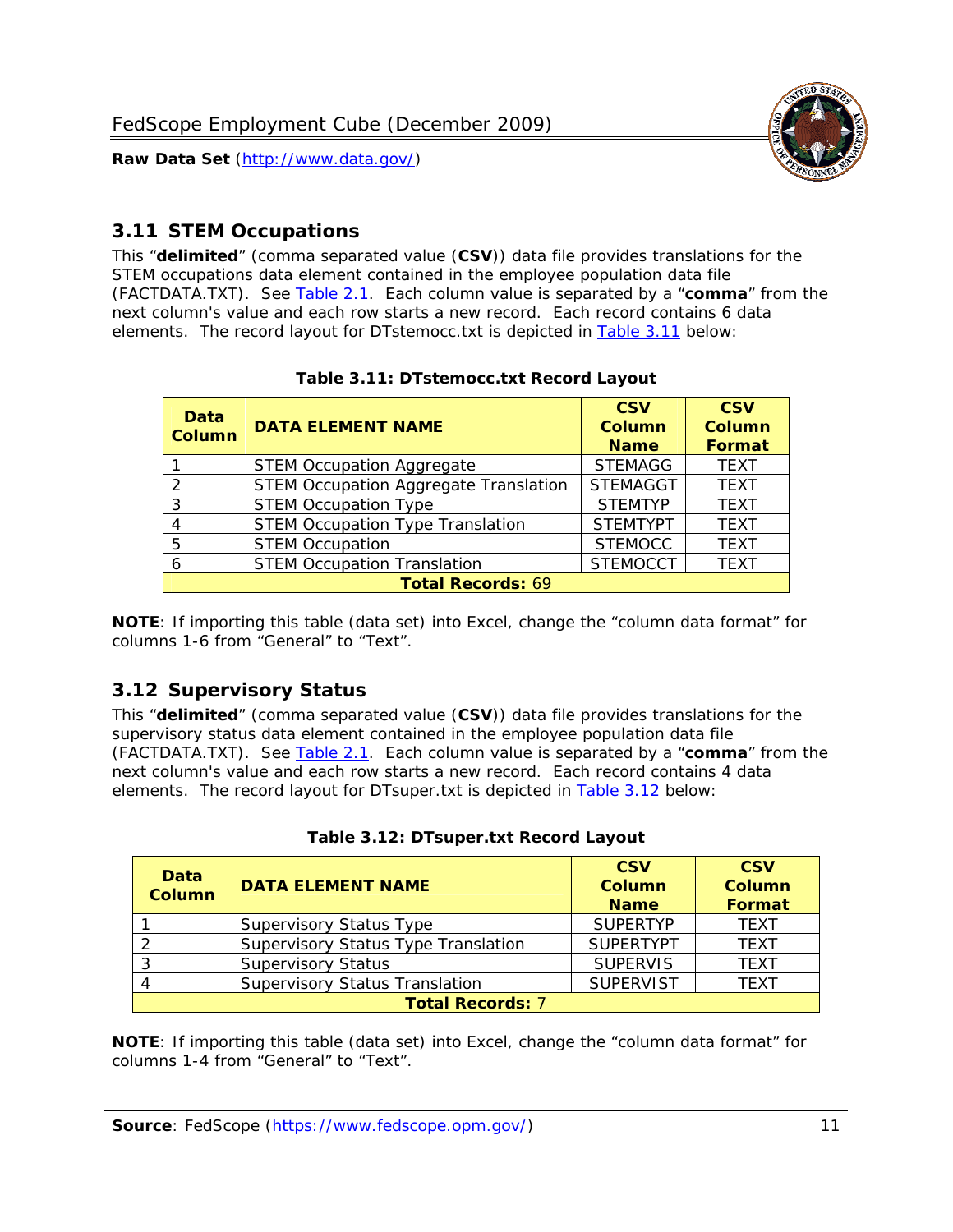## 3.11 STEM Occupations

This "**delimited**" (comma separated value (**CSV**)) data file provides translations for the STEM occupations data element contained in the employee population data file (FACTDATA.TXT). See Table 2.1. Each column value is separated by a "**comma**" from the next column's value and each row starts a new record. Each record contains 6 data elements. The record layout for DTstemocc.txt is depicted in Table 3.11 below:

**Table 3.11: DTstemocc.txt Record Layout**

| Data Column | DATA ELEMENT NAME | CSV Column Name | CSV Column Format |
|---|---|---|---|
| 1 | STEM Occupation Aggregate | STEMAGG | TEXT |
| 2 | STEM Occupation Aggregate Translation | STEMAGGT | TEXT |
| 3 | STEM Occupation Type | STEMTYP | TEXT |
| 4 | STEM Occupation Type Translation | STEMTYPT | TEXT |
| 5 | STEM Occupation | STEMOCC | TEXT |
| 6 | STEM Occupation Translation | STEMOCCT | TEXT |
| **Total Records:** 69 | | | |

**NOTE**: If importing this table (data set) into Excel, change the "column data format" for columns 1-6 from "General" to "Text".

## 3.12 Supervisory Status

This "**delimited**" (comma separated value (**CSV**)) data file provides translations for the supervisory status data element contained in the employee population data file (FACTDATA.TXT). See Table 2.1. Each column value is separated by a "**comma**" from the next column's value and each row starts a new record. Each record contains 4 data elements. The record layout for DTsuper.txt is depicted in Table 3.12 below:

**Table 3.12: DTsuper.txt Record Layout**

| Data Column | DATA ELEMENT NAME | CSV Column Name | CSV Column Format |
|---|---|---|---|
| 1 | Supervisory Status Type | SUPERTYP | TEXT |
| 2 | Supervisory Status Type Translation | SUPERTYPT | TEXT |
| 3 | Supervisory Status | SUPERVIS | TEXT |
| 4 | Supervisory Status Translation | SUPERVIST | TEXT |
| **Total Records:** 7 | | | |

**NOTE**: If importing this table (data set) into Excel, change the "column data format" for columns 1-4 from "General" to "Text".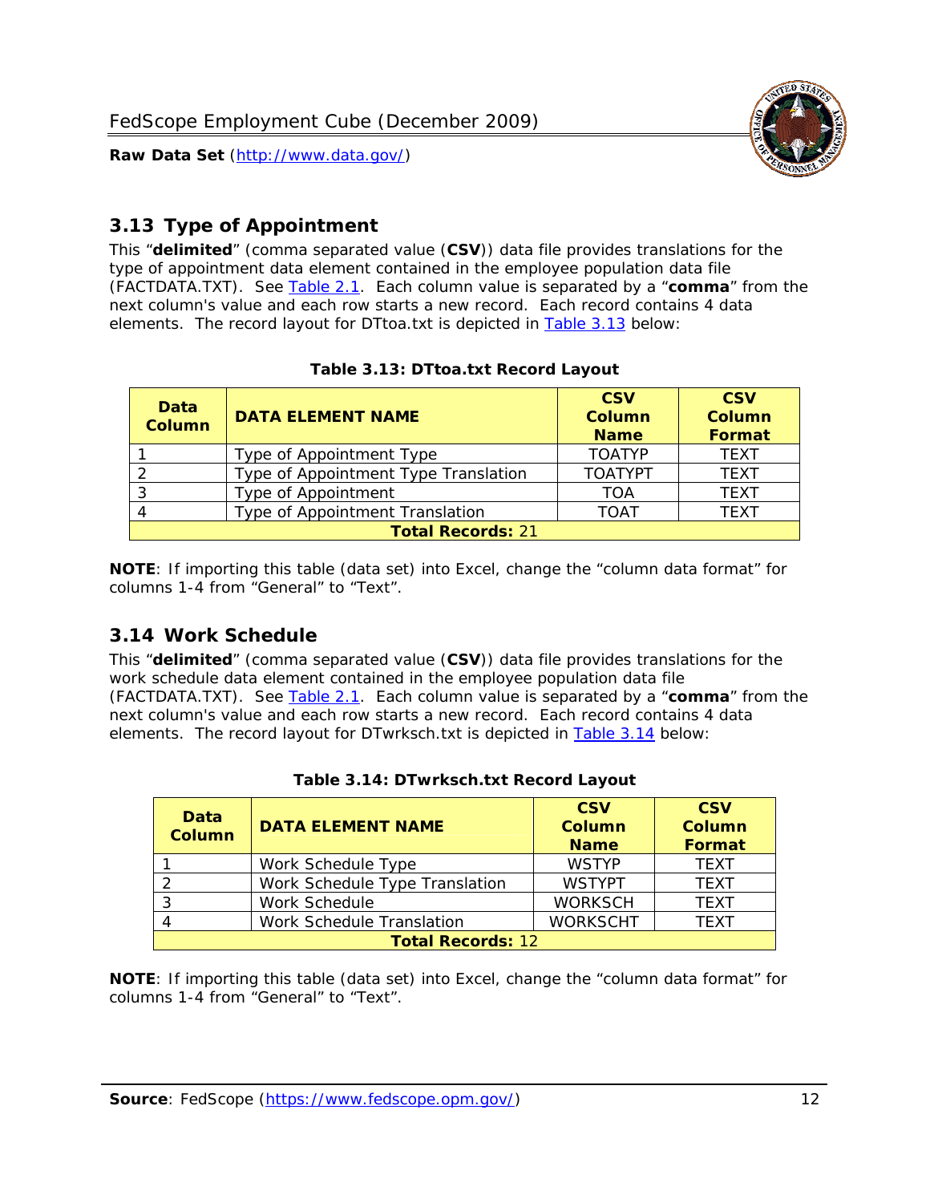## 3.13 Type of Appointment

This "**delimited**" (comma separated value (**CSV**)) data file provides translations for the type of appointment data element contained in the employee population data file (FACTDATA.TXT). See Table 2.1. Each column value is separated by a "**comma**" from the next column's value and each row starts a new record. Each record contains 4 data elements. The record layout for DTtoa.txt is depicted in Table 3.13 below:

**Table 3.13: DTtoa.txt Record Layout**

| Data Column | DATA ELEMENT NAME | CSV Column Name | CSV Column Format |
|---|---|---|---|
| 1 | Type of Appointment Type | TOATYP | TEXT |
| 2 | Type of Appointment Type Translation | TOATYPT | TEXT |
| 3 | Type of Appointment | TOA | TEXT |
| 4 | Type of Appointment Translation | TOAT | TEXT |
| **Total Records:** 21 | | | |

**NOTE**: If importing this table (data set) into Excel, change the "column data format" for columns 1-4 from "General" to "Text".

## 3.14 Work Schedule

This "**delimited**" (comma separated value (**CSV**)) data file provides translations for the work schedule data element contained in the employee population data file (FACTDATA.TXT). See Table 2.1. Each column value is separated by a "**comma**" from the next column's value and each row starts a new record. Each record contains 4 data elements. The record layout for DTwrksch.txt is depicted in Table 3.14 below:

**Table 3.14: DTwrksch.txt Record Layout**

| Data Column | DATA ELEMENT NAME | CSV Column Name | CSV Column Format |
|---|---|---|---|
| 1 | Work Schedule Type | WSTYP | TEXT |
| 2 | Work Schedule Type Translation | WSTYPT | TEXT |
| 3 | Work Schedule | WORKSCH | TEXT |
| 4 | Work Schedule Translation | WORKSCHT | TEXT |
| **Total Records:** 12 | | | |

**NOTE**: If importing this table (data set) into Excel, change the "column data format" for columns 1-4 from "General" to "Text".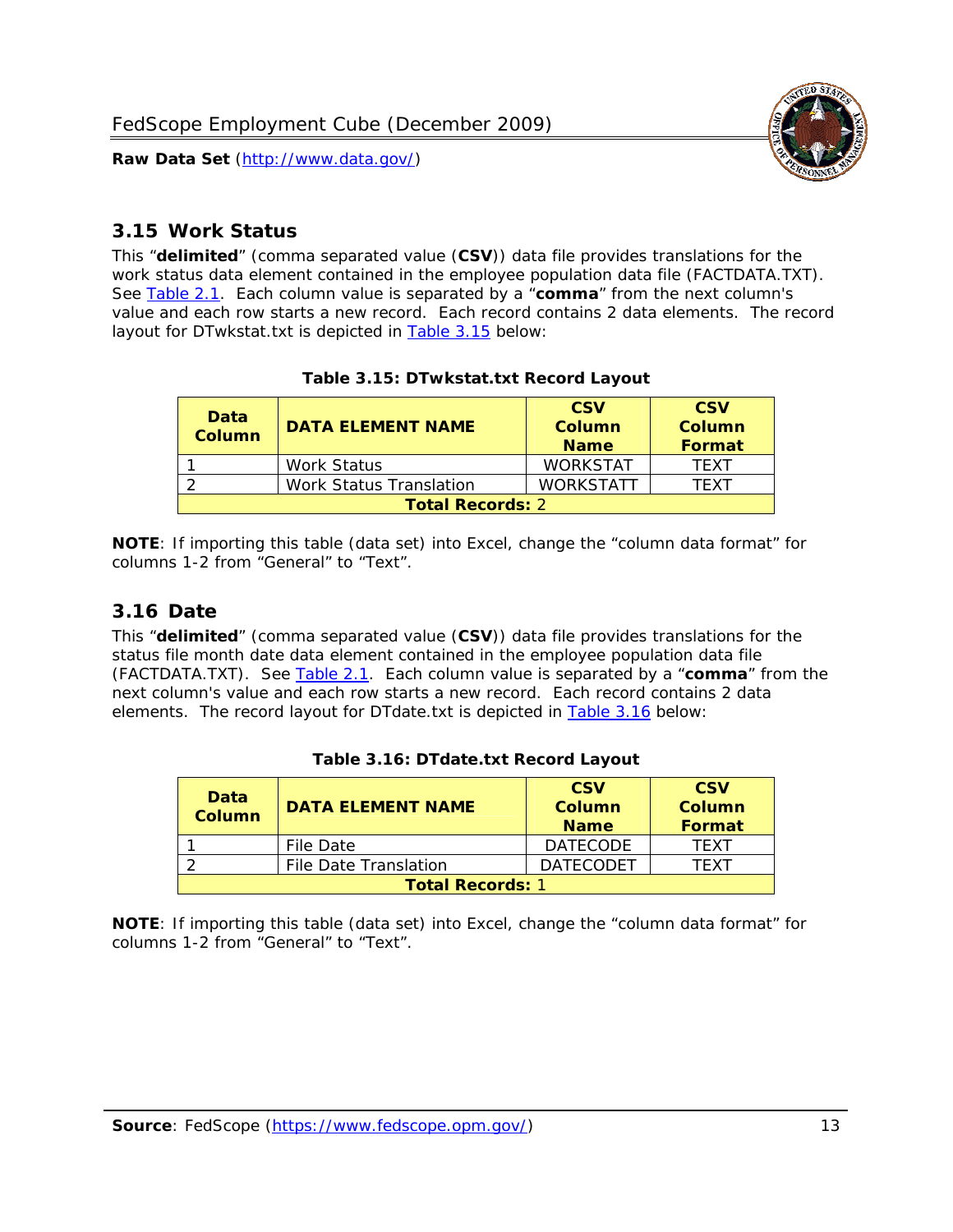## 3.15 Work Status

This “**delimited**” (comma separated value (**CSV**)) data file provides translations for the work status data element contained in the employee population data file (FACTDATA.TXT). See Table 2.1. Each column value is separated by a “**comma**” from the next column's value and each row starts a new record. Each record contains 2 data elements. The record layout for DTwkstat.txt is depicted in Table 3.15 below:

**Table 3.15: DTwkstat.txt Record Layout**

| Data Column | DATA ELEMENT NAME | CSV Column Name | CSV Column Format |
|---|---|---|---|
| 1 | Work Status | WORKSTAT | TEXT |
| 2 | Work Status Translation | WORKSTATT | TEXT |
| **Total Records:** 2 | | | |

**NOTE**: If importing this table (data set) into Excel, change the “column data format” for columns 1-2 from “General” to “Text”.

## 3.16 Date

This “**delimited**” (comma separated value (**CSV**)) data file provides translations for the status file month date data element contained in the employee population data file (FACTDATA.TXT). See Table 2.1. Each column value is separated by a “**comma**” from the next column's value and each row starts a new record. Each record contains 2 data elements. The record layout for DTdate.txt is depicted in Table 3.16 below:

**Table 3.16: DTdate.txt Record Layout**

| Data Column | DATA ELEMENT NAME | CSV Column Name | CSV Column Format |
|---|---|---|---|
| 1 | File Date | DATECODE | TEXT |
| 2 | File Date Translation | DATECODET | TEXT |
| **Total Records:** 1 | | | |

**NOTE**: If importing this table (data set) into Excel, change the “column data format” for columns 1-2 from “General” to “Text”.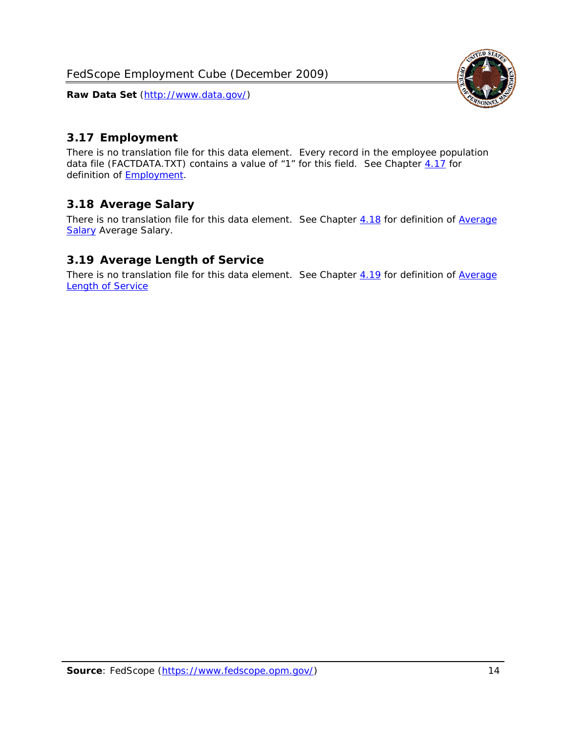## 3.17 Employment

There is no translation file for this data element. Every record in the employee population data file (FACTDATA.TXT) contains a value of "1" for this field. See Chapter 4.17 for definition of Employment.

## 3.18 Average Salary

There is no translation file for this data element. See Chapter 4.18 for definition of Average Salary Average Salary.

## 3.19 Average Length of Service

There is no translation file for this data element. See Chapter 4.19 for definition of Average Length of Service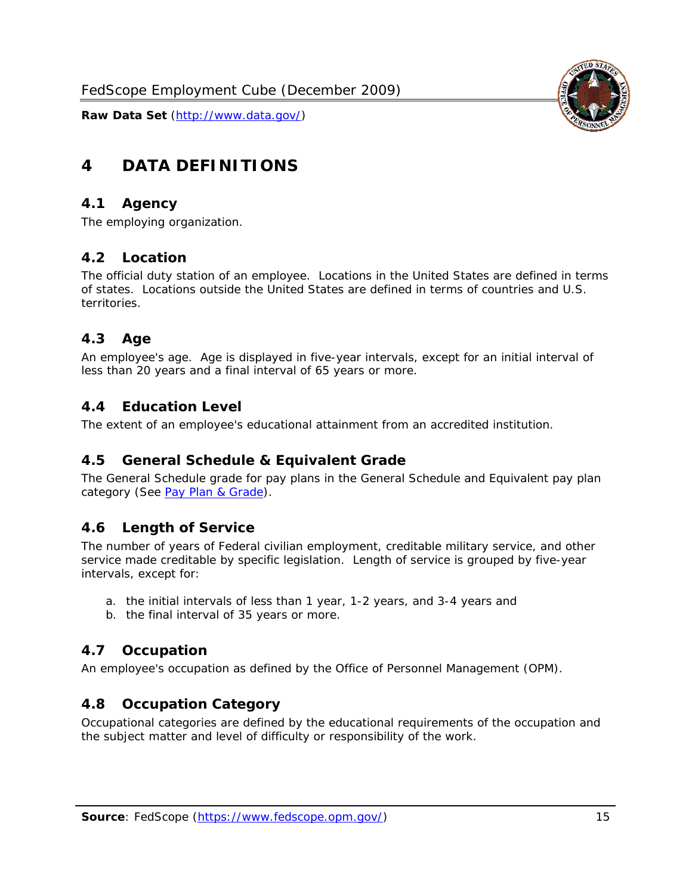# 4 DATA DEFINITIONS

## 4.1 Agency

The employing organization.

## 4.2 Location

The official duty station of an employee. Locations in the United States are defined in terms of states. Locations outside the United States are defined in terms of countries and U.S. territories.

## 4.3 Age

An employee's age. Age is displayed in five-year intervals, except for an initial interval of less than 20 years and a final interval of 65 years or more.

## 4.4 Education Level

The extent of an employee's educational attainment from an accredited institution.

## 4.5 General Schedule & Equivalent Grade

The General Schedule grade for pay plans in the General Schedule and Equivalent pay plan category (See Pay Plan & Grade).

## 4.6 Length of Service

The number of years of Federal civilian employment, creditable military service, and other service made creditable by specific legislation. Length of service is grouped by five-year intervals, except for:

a. the initial intervals of less than 1 year, 1-2 years, and 3-4 years and
b. the final interval of 35 years or more.

## 4.7 Occupation

An employee's occupation as defined by the Office of Personnel Management (OPM).

## 4.8 Occupation Category

Occupational categories are defined by the educational requirements of the occupation and the subject matter and level of difficulty or responsibility of the work.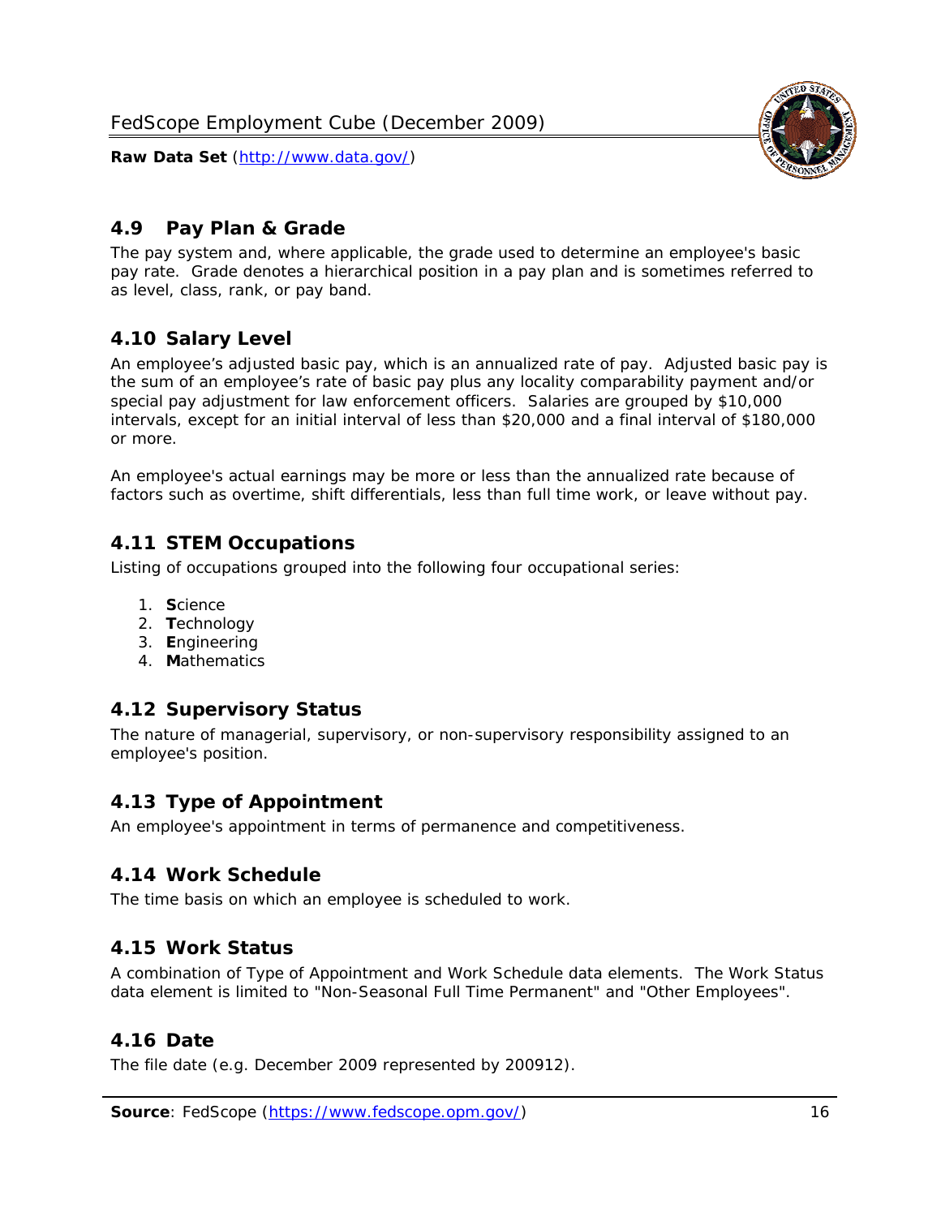## 4.9 Pay Plan & Grade

The pay system and, where applicable, the grade used to determine an employee's basic pay rate. Grade denotes a hierarchical position in a pay plan and is sometimes referred to as level, class, rank, or pay band.

## 4.10 Salary Level

An employee's adjusted basic pay, which is an annualized rate of pay. Adjusted basic pay is the sum of an employee's rate of basic pay plus any locality comparability payment and/or special pay adjustment for law enforcement officers. Salaries are grouped by $10,000 intervals, except for an initial interval of less than $20,000 and a final interval of $180,000 or more.

An employee's actual earnings may be more or less than the annualized rate because of factors such as overtime, shift differentials, less than full time work, or leave without pay.

## 4.11 STEM Occupations

Listing of occupations grouped into the following four occupational series:

1. **S**cience
2. **T**echnology
3. **E**ngineering
4. **M**athematics

## 4.12 Supervisory Status

The nature of managerial, supervisory, or non-supervisory responsibility assigned to an employee's position.

## 4.13 Type of Appointment

An employee's appointment in terms of permanence and competitiveness.

## 4.14 Work Schedule

The time basis on which an employee is scheduled to work.

## 4.15 Work Status

A combination of Type of Appointment and Work Schedule data elements. The Work Status data element is limited to "Non-Seasonal Full Time Permanent" and "Other Employees".

## 4.16 Date

The file date (e.g. December 2009 represented by 200912).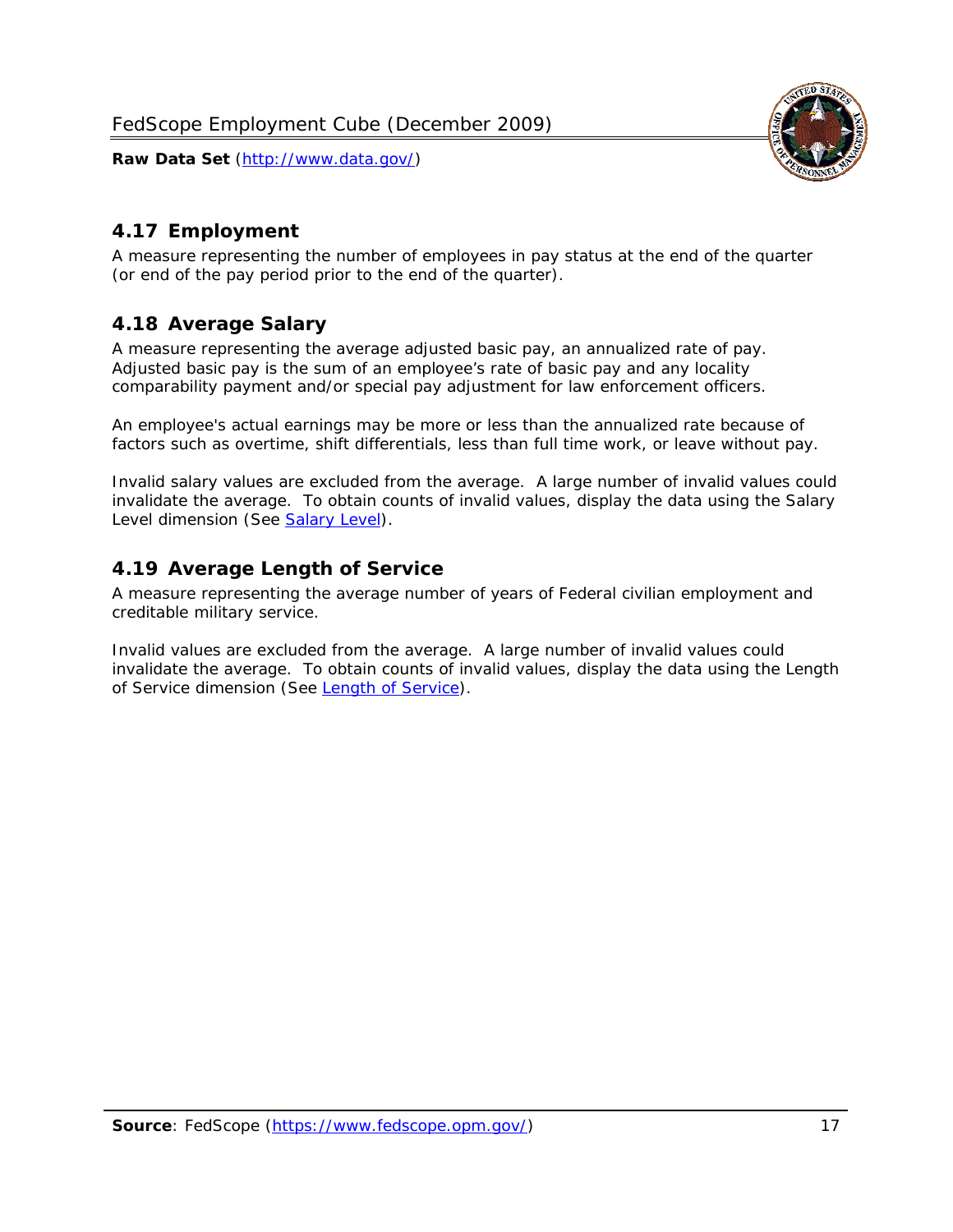## 4.17 Employment

A measure representing the number of employees in pay status at the end of the quarter (or end of the pay period prior to the end of the quarter).

## 4.18 Average Salary

A measure representing the average adjusted basic pay, an annualized rate of pay. Adjusted basic pay is the sum of an employee's rate of basic pay and any locality comparability payment and/or special pay adjustment for law enforcement officers.

An employee's actual earnings may be more or less than the annualized rate because of factors such as overtime, shift differentials, less than full time work, or leave without pay.

Invalid salary values are excluded from the average. A large number of invalid values could invalidate the average. To obtain counts of invalid values, display the data using the Salary Level dimension (See Salary Level).

## 4.19 Average Length of Service

A measure representing the average number of years of Federal civilian employment and creditable military service.

Invalid values are excluded from the average. A large number of invalid values could invalidate the average. To obtain counts of invalid values, display the data using the Length of Service dimension (See Length of Service).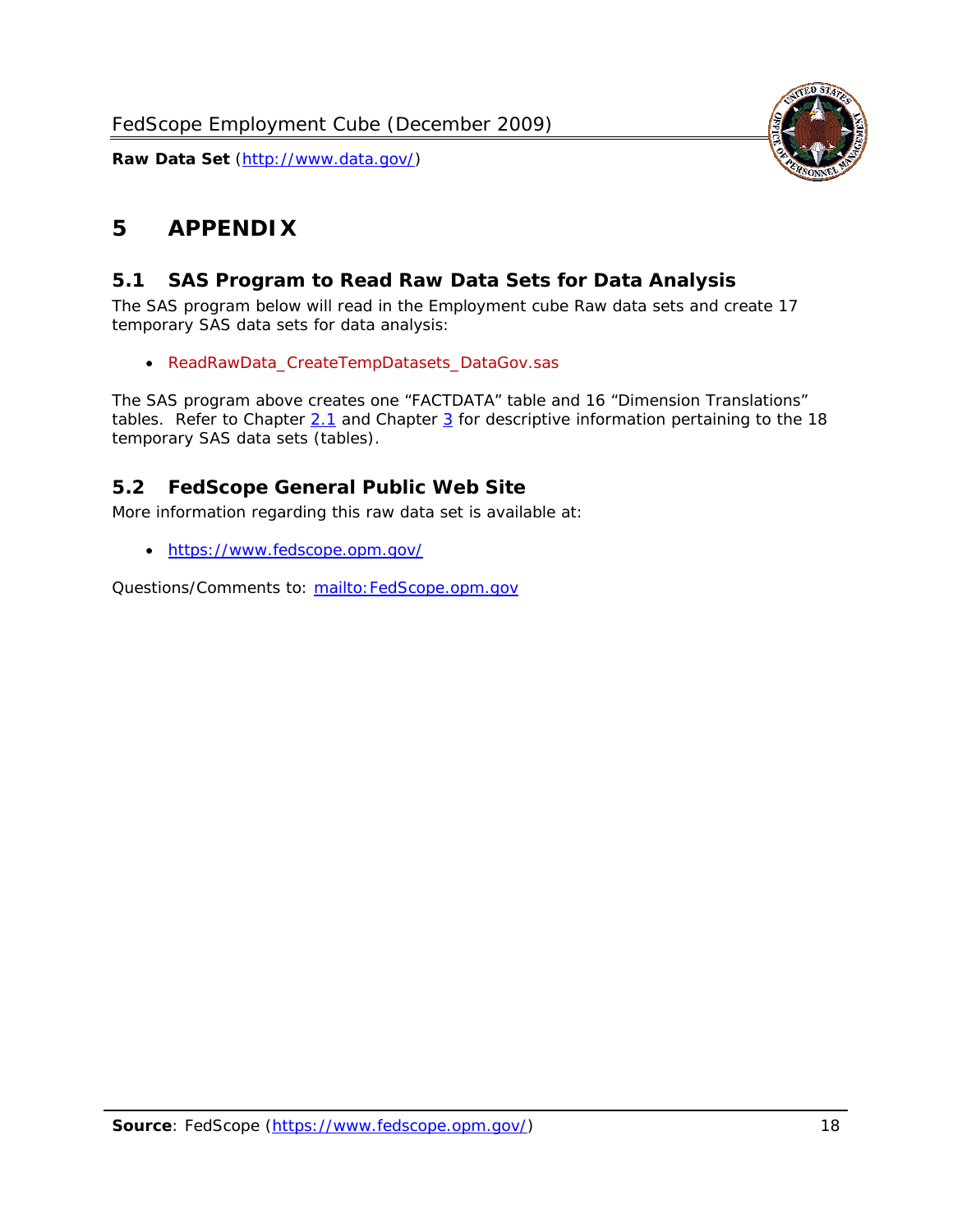# 5 APPENDIX

## 5.1 SAS Program to Read Raw Data Sets for Data Analysis

The SAS program below will read in the Employment cube Raw data sets and create 17 temporary SAS data sets for data analysis:

- ReadRawData_CreateTempDatasets_DataGov.sas

The SAS program above creates one "FACTDATA" table and 16 "Dimension Translations" tables. Refer to Chapter 2.1 and Chapter 3 for descriptive information pertaining to the 18 temporary SAS data sets (tables).

## 5.2 FedScope General Public Web Site

More information regarding this raw data set is available at:

- https://www.fedscope.opm.gov/

Questions/Comments to: mailto:FedScope.opm.gov